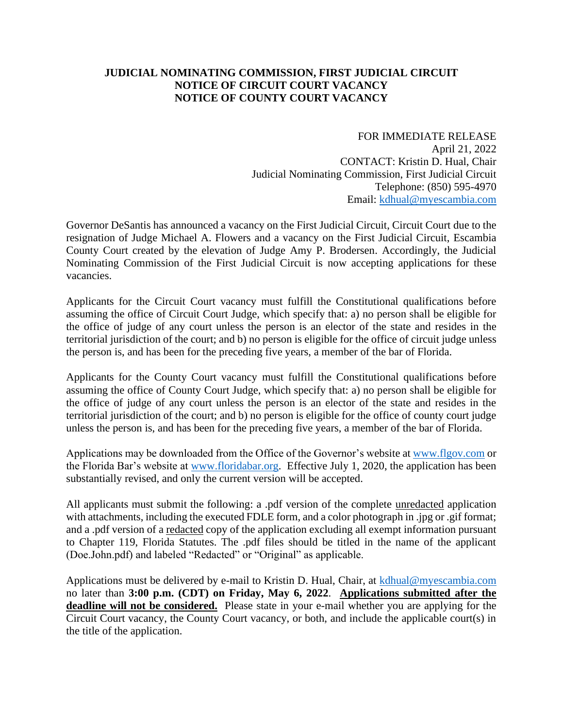**JUDICIAL NOMINATING COMMISSION, FIRST JUDICIAL CIRCUIT**
**NOTICE OF CIRCUIT COURT VACANCY**
**NOTICE OF COUNTY COURT VACANCY**

FOR IMMEDIATE RELEASE
April 21, 2022
CONTACT: Kristin D. Hual, Chair
Judicial Nominating Commission, First Judicial Circuit
Telephone: (850) 595-4970
Email: kdhual@myescambia.com

Governor DeSantis has announced a vacancy on the First Judicial Circuit, Circuit Court due to the resignation of Judge Michael A. Flowers and a vacancy on the First Judicial Circuit, Escambia County Court created by the elevation of Judge Amy P. Brodersen. Accordingly, the Judicial Nominating Commission of the First Judicial Circuit is now accepting applications for these vacancies.

Applicants for the Circuit Court vacancy must fulfill the Constitutional qualifications before assuming the office of Circuit Court Judge, which specify that: a) no person shall be eligible for the office of judge of any court unless the person is an elector of the state and resides in the territorial jurisdiction of the court; and b) no person is eligible for the office of circuit judge unless the person is, and has been for the preceding five years, a member of the bar of Florida.

Applicants for the County Court vacancy must fulfill the Constitutional qualifications before assuming the office of County Court Judge, which specify that: a) no person shall be eligible for the office of judge of any court unless the person is an elector of the state and resides in the territorial jurisdiction of the court; and b) no person is eligible for the office of county court judge unless the person is, and has been for the preceding five years, a member of the bar of Florida.

Applications may be downloaded from the Office of the Governor's website at www.flgov.com or the Florida Bar's website at www.floridabar.org. Effective July 1, 2020, the application has been substantially revised, and only the current version will be accepted.

All applicants must submit the following: a .pdf version of the complete unredacted application with attachments, including the executed FDLE form, and a color photograph in .jpg or .gif format; and a .pdf version of a redacted copy of the application excluding all exempt information pursuant to Chapter 119, Florida Statutes. The .pdf files should be titled in the name of the applicant (Doe.John.pdf) and labeled "Redacted" or "Original" as applicable.

Applications must be delivered by e-mail to Kristin D. Hual, Chair, at kdhual@myescambia.com no later than **3:00 p.m. (CDT) on Friday, May 6, 2022**. **Applications submitted after the deadline will not be considered.** Please state in your e-mail whether you are applying for the Circuit Court vacancy, the County Court vacancy, or both, and include the applicable court(s) in the title of the application.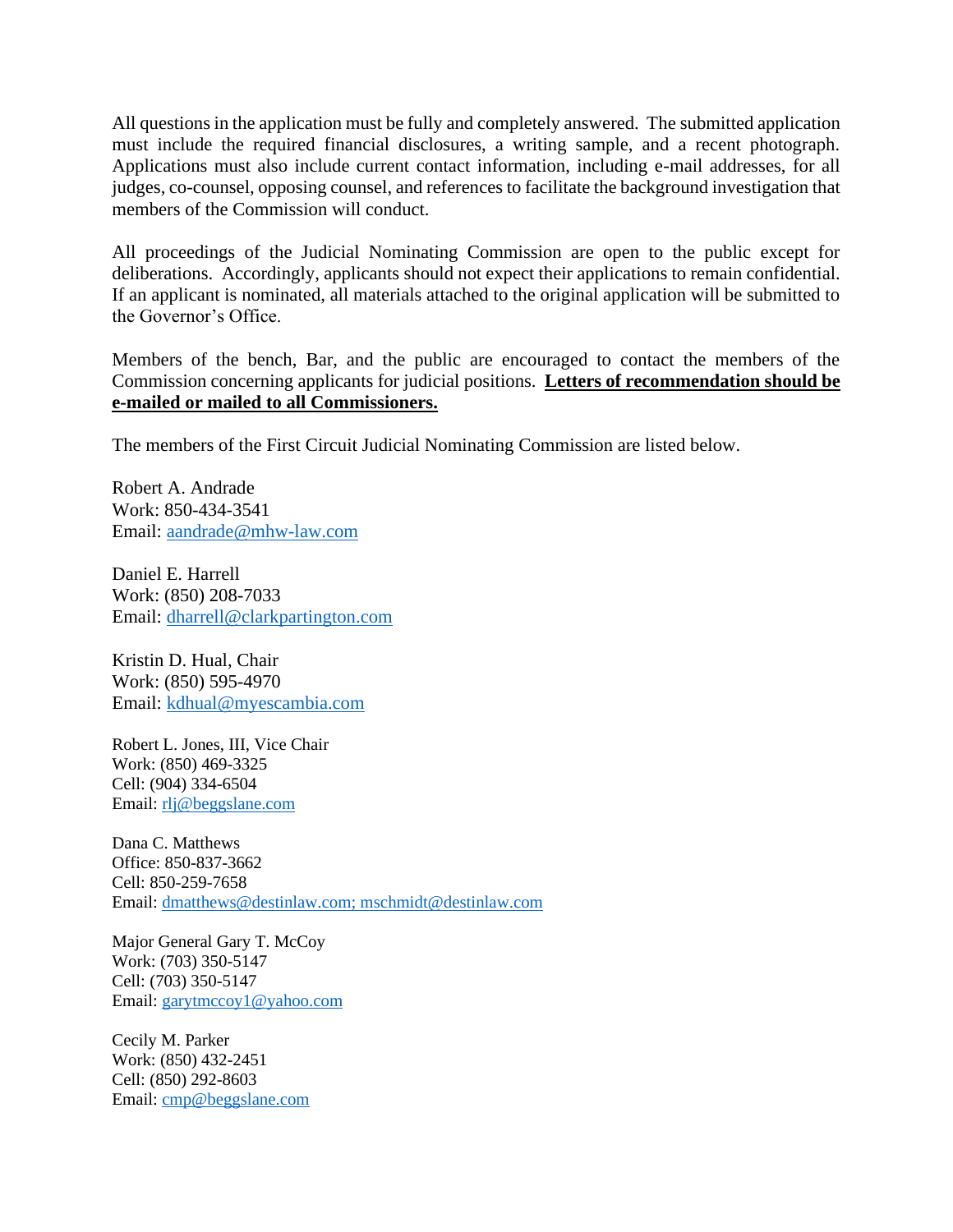All questions in the application must be fully and completely answered. The submitted application must include the required financial disclosures, a writing sample, and a recent photograph. Applications must also include current contact information, including e-mail addresses, for all judges, co-counsel, opposing counsel, and references to facilitate the background investigation that members of the Commission will conduct.

All proceedings of the Judicial Nominating Commission are open to the public except for deliberations. Accordingly, applicants should not expect their applications to remain confidential. If an applicant is nominated, all materials attached to the original application will be submitted to the Governor's Office.

Members of the bench, Bar, and the public are encouraged to contact the members of the Commission concerning applicants for judicial positions. **Letters of recommendation should be e-mailed or mailed to all Commissioners.**

The members of the First Circuit Judicial Nominating Commission are listed below.

Robert A. Andrade
Work: 850-434-3541
Email: aandrade@mhw-law.com

Daniel E. Harrell
Work: (850) 208-7033
Email: dharrell@clarkpartington.com

Kristin D. Hual, Chair
Work: (850) 595-4970
Email: kdhual@myescambia.com

Robert L. Jones, III, Vice Chair
Work: (850) 469-3325
Cell: (904) 334-6504
Email: rlj@beggslane.com

Dana C. Matthews
Office: 850-837-3662
Cell: 850-259-7658
Email: dmatthews@destinlaw.com; mschmidt@destinlaw.com

Major General Gary T. McCoy
Work: (703) 350-5147
Cell: (703) 350-5147
Email: garytmccoy1@yahoo.com

Cecily M. Parker
Work: (850) 432-2451
Cell: (850) 292-8603
Email: cmp@beggslane.com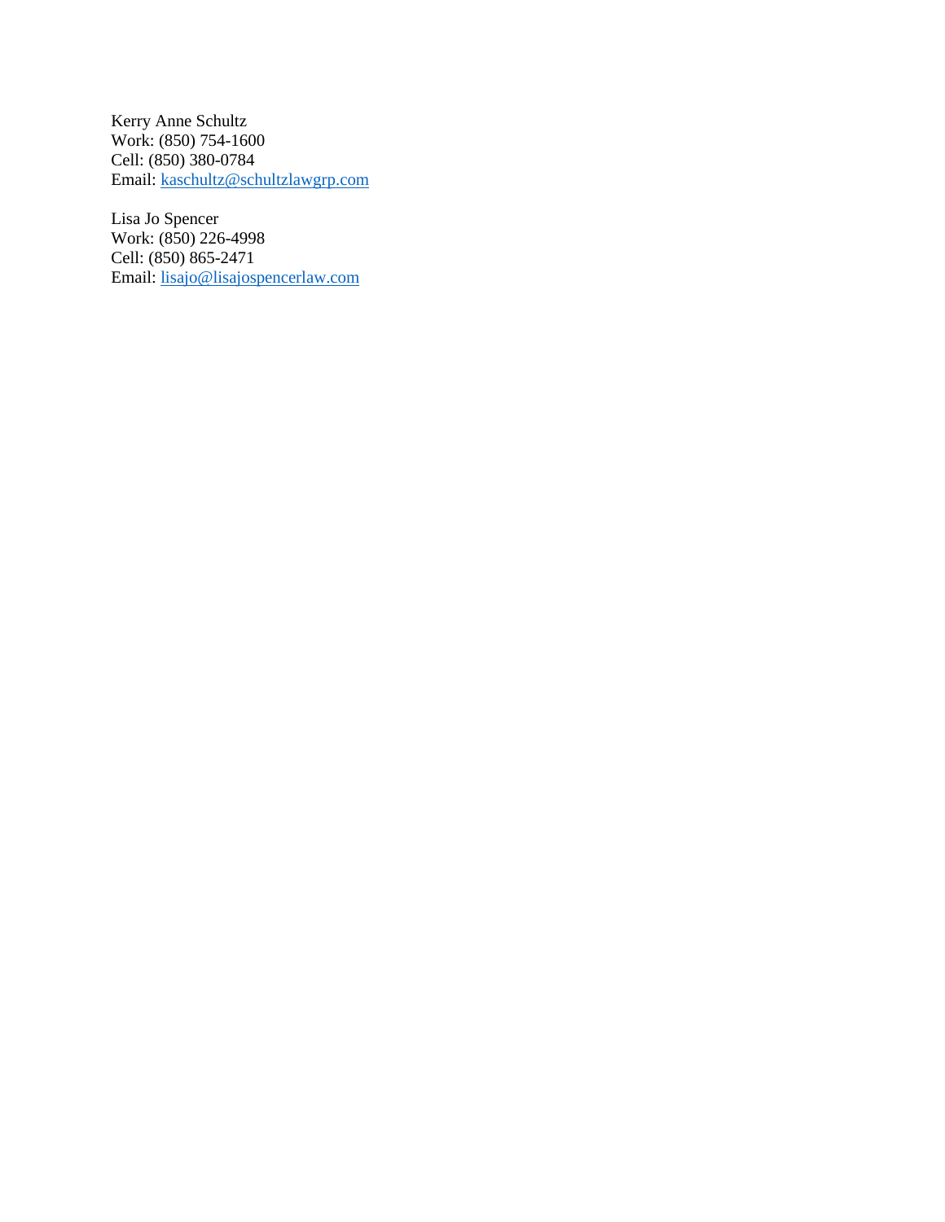Kerry Anne Schultz
Work: (850) 754-1600
Cell: (850) 380-0784
Email: kaschultz@schultzlawgrp.com

Lisa Jo Spencer
Work: (850) 226-4998
Cell: (850) 865-2471
Email: lisajo@lisajospencerlaw.com